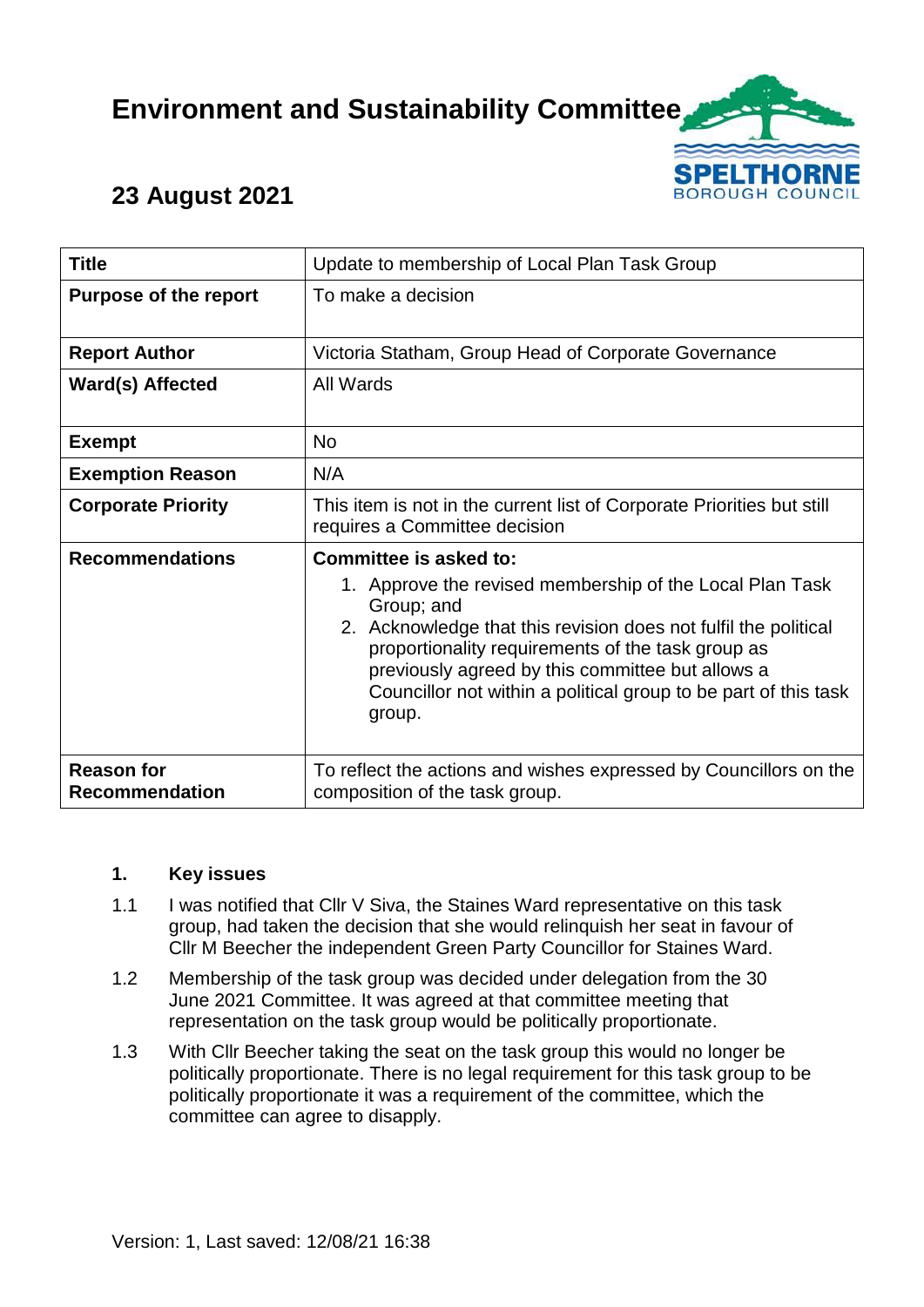# Environment and Sustainability Committee

## 23 August 2021

| Title | Update to membership of Local Plan Task Group |
|---|---|
| **Purpose of the report** | To make a decision |
| **Report Author** | Victoria Statham, Group Head of Corporate Governance |
| **Ward(s) Affected** | All Wards |
| **Exempt** | No |
| **Exemption Reason** | N/A |
| **Corporate Priority** | This item is not in the current list of Corporate Priorities but still requires a Committee decision |
| **Recommendations** | **Committee is asked to:** 1. Approve the revised membership of the Local Plan Task Group; and 2. Acknowledge that this revision does not fulfil the political proportionality requirements of the task group as previously agreed by this committee but allows a Councillor not within a political group to be part of this task group. |
| **Reason for Recommendation** | To reflect the actions and wishes expressed by Councillors on the composition of the task group. |

### 1. Key issues

1.1 I was notified that Cllr V Siva, the Staines Ward representative on this task group, had taken the decision that she would relinquish her seat in favour of Cllr M Beecher the independent Green Party Councillor for Staines Ward.

1.2 Membership of the task group was decided under delegation from the 30 June 2021 Committee. It was agreed at that committee meeting that representation on the task group would be politically proportionate.

1.3 With Cllr Beecher taking the seat on the task group this would no longer be politically proportionate. There is no legal requirement for this task group to be politically proportionate it was a requirement of the committee, which the committee can agree to disapply.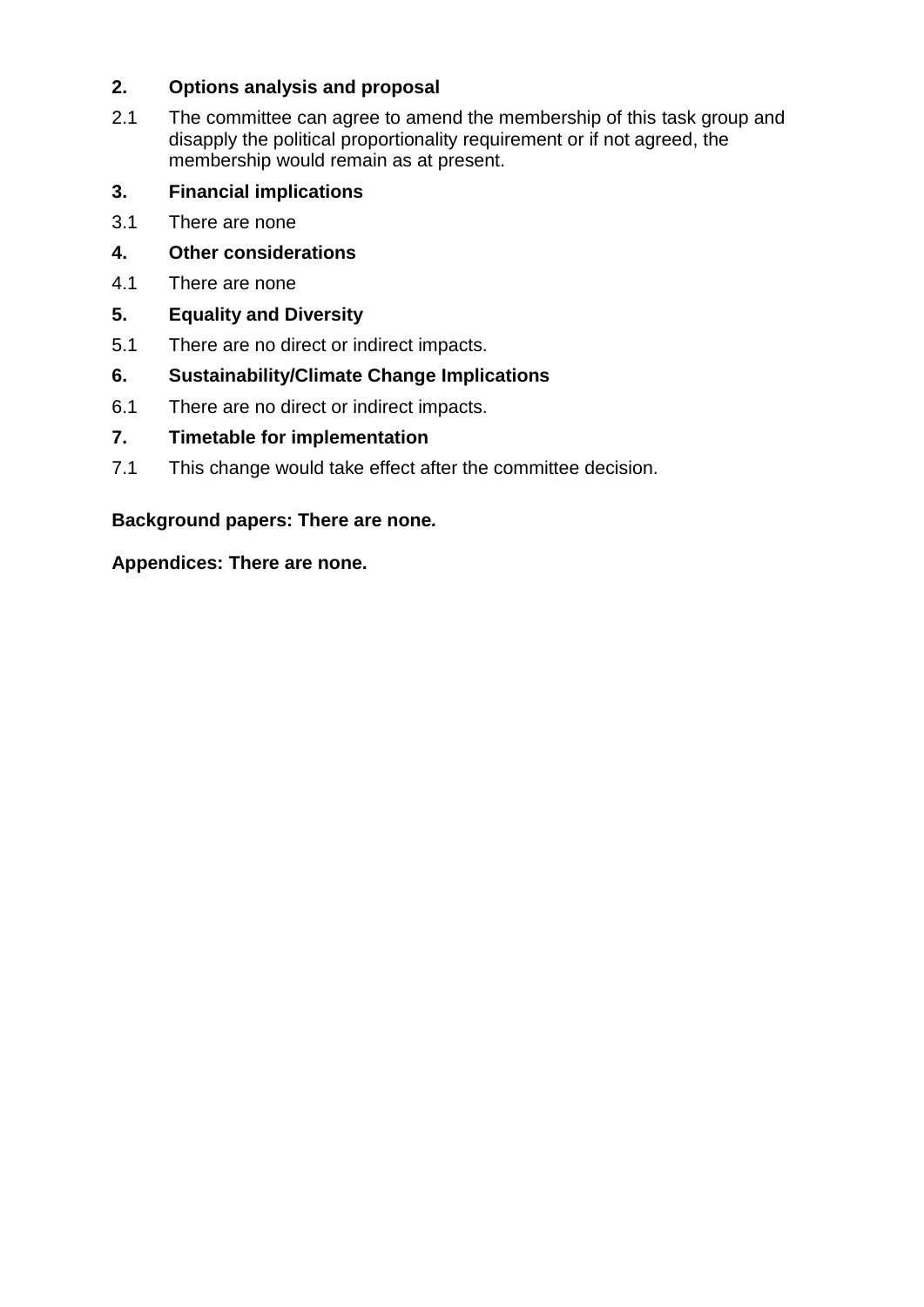## 2. Options analysis and proposal

2.1 The committee can agree to amend the membership of this task group and disapply the political proportionality requirement or if not agreed, the membership would remain as at present.

## 3. Financial implications

3.1 There are none

## 4. Other considerations

4.1 There are none

## 5. Equality and Diversity

5.1 There are no direct or indirect impacts.

## 6. Sustainability/Climate Change Implications

6.1 There are no direct or indirect impacts.

## 7. Timetable for implementation

7.1 This change would take effect after the committee decision.

**Background papers: There are none.**

**Appendices: There are none.**